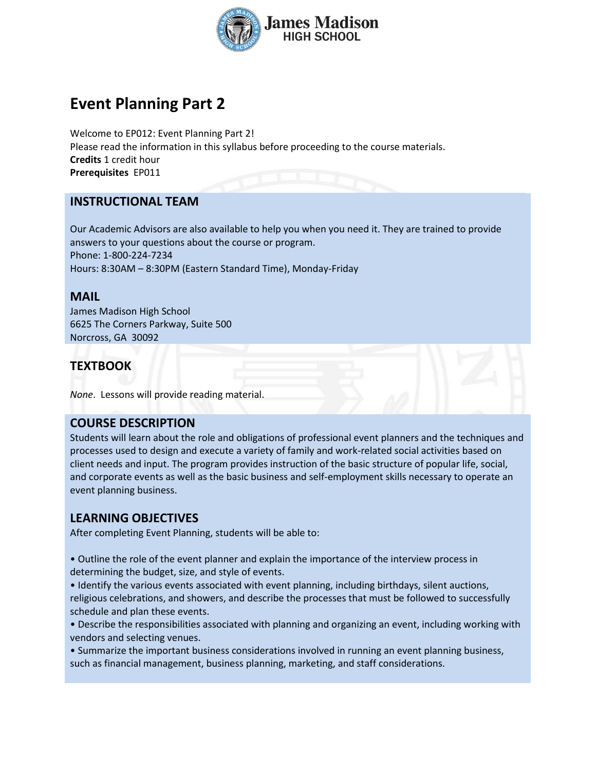# Event Planning Part 2

Welcome to EP012: Event Planning Part 2!
Please read the information in this syllabus before proceeding to the course materials.
**Credits** 1 credit hour
**Prerequisites** EP011

## INSTRUCTIONAL TEAM

Our Academic Advisors are also available to help you when you need it. They are trained to provide answers to your questions about the course or program.
Phone: 1-800-224-7234
Hours: 8:30AM – 8:30PM (Eastern Standard Time), Monday-Friday

## MAIL

James Madison High School
6625 The Corners Parkway, Suite 500
Norcross, GA 30092

## TEXTBOOK

*None*. Lessons will provide reading material.

## COURSE DESCRIPTION

Students will learn about the role and obligations of professional event planners and the techniques and processes used to design and execute a variety of family and work-related social activities based on client needs and input. The program provides instruction of the basic structure of popular life, social, and corporate events as well as the basic business and self-employment skills necessary to operate an event planning business.

## LEARNING OBJECTIVES

After completing Event Planning, students will be able to:

- Outline the role of the event planner and explain the importance of the interview process in determining the budget, size, and style of events.
- Identify the various events associated with event planning, including birthdays, silent auctions, religious celebrations, and showers, and describe the processes that must be followed to successfully schedule and plan these events.
- Describe the responsibilities associated with planning and organizing an event, including working with vendors and selecting venues.
- Summarize the important business considerations involved in running an event planning business, such as financial management, business planning, marketing, and staff considerations.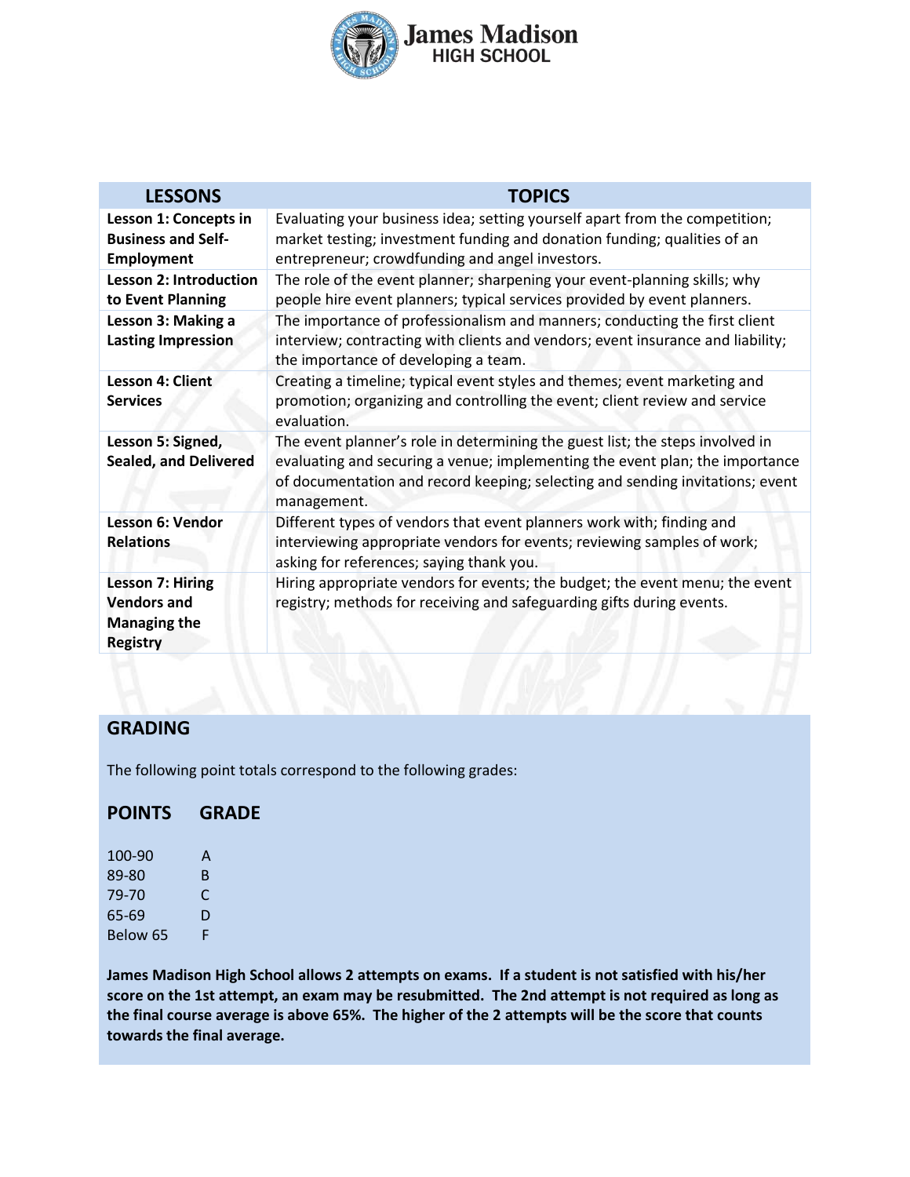| LESSONS | TOPICS |
| --- | --- |
| **Lesson 1: Concepts in Business and Self-Employment** | Evaluating your business idea; setting yourself apart from the competition; market testing; investment funding and donation funding; qualities of an entrepreneur; crowdfunding and angel investors. |
| **Lesson 2: Introduction to Event Planning** | The role of the event planner; sharpening your event-planning skills; why people hire event planners; typical services provided by event planners. |
| **Lesson 3: Making a Lasting Impression** | The importance of professionalism and manners; conducting the first client interview; contracting with clients and vendors; event insurance and liability; the importance of developing a team. |
| **Lesson 4: Client Services** | Creating a timeline; typical event styles and themes; event marketing and promotion; organizing and controlling the event; client review and service evaluation. |
| **Lesson 5: Signed, Sealed, and Delivered** | The event planner's role in determining the guest list; the steps involved in evaluating and securing a venue; implementing the event plan; the importance of documentation and record keeping; selecting and sending invitations; event management. |
| **Lesson 6: Vendor Relations** | Different types of vendors that event planners work with; finding and interviewing appropriate vendors for events; reviewing samples of work; asking for references; saying thank you. |
| **Lesson 7: Hiring Vendors and Managing the Registry** | Hiring appropriate vendors for events; the budget; the event menu; the event registry; methods for receiving and safeguarding gifts during events. |

## GRADING

The following point totals correspond to the following grades:

| POINTS | GRADE |
| --- | --- |
| 100-90 | A |
| 89-80 | B |
| 79-70 | C |
| 65-69 | D |
| Below 65 | F |

**James Madison High School allows 2 attempts on exams. If a student is not satisfied with his/her score on the 1st attempt, an exam may be resubmitted. The 2nd attempt is not required as long as the final course average is above 65%. The higher of the 2 attempts will be the score that counts towards the final average.**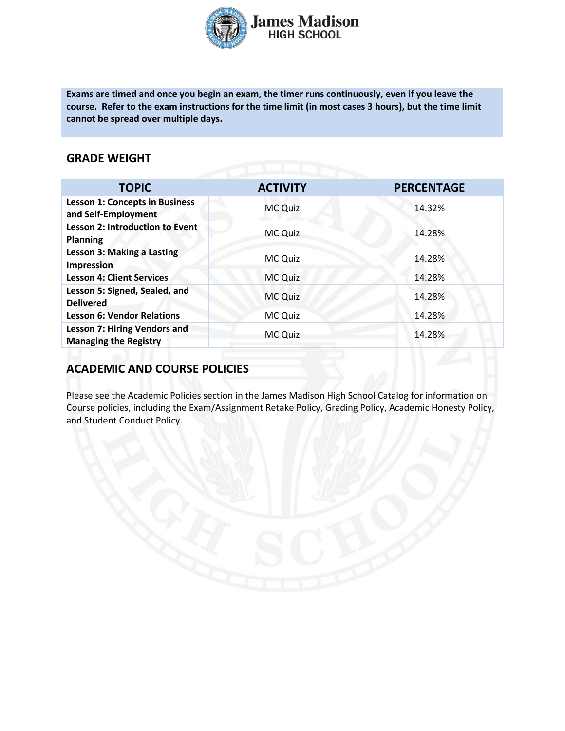**Exams are timed and once you begin an exam, the timer runs continuously, even if you leave the course. Refer to the exam instructions for the time limit (in most cases 3 hours), but the time limit cannot be spread over multiple days.**

## GRADE WEIGHT

| TOPIC | ACTIVITY | PERCENTAGE |
|---|---|---|
| **Lesson 1: Concepts in Business and Self-Employment** | MC Quiz | 14.32% |
| **Lesson 2: Introduction to Event Planning** | MC Quiz | 14.28% |
| **Lesson 3: Making a Lasting Impression** | MC Quiz | 14.28% |
| **Lesson 4: Client Services** | MC Quiz | 14.28% |
| **Lesson 5: Signed, Sealed, and Delivered** | MC Quiz | 14.28% |
| **Lesson 6: Vendor Relations** | MC Quiz | 14.28% |
| **Lesson 7: Hiring Vendors and Managing the Registry** | MC Quiz | 14.28% |

## ACADEMIC AND COURSE POLICIES

Please see the Academic Policies section in the James Madison High School Catalog for information on Course policies, including the Exam/Assignment Retake Policy, Grading Policy, Academic Honesty Policy, and Student Conduct Policy.